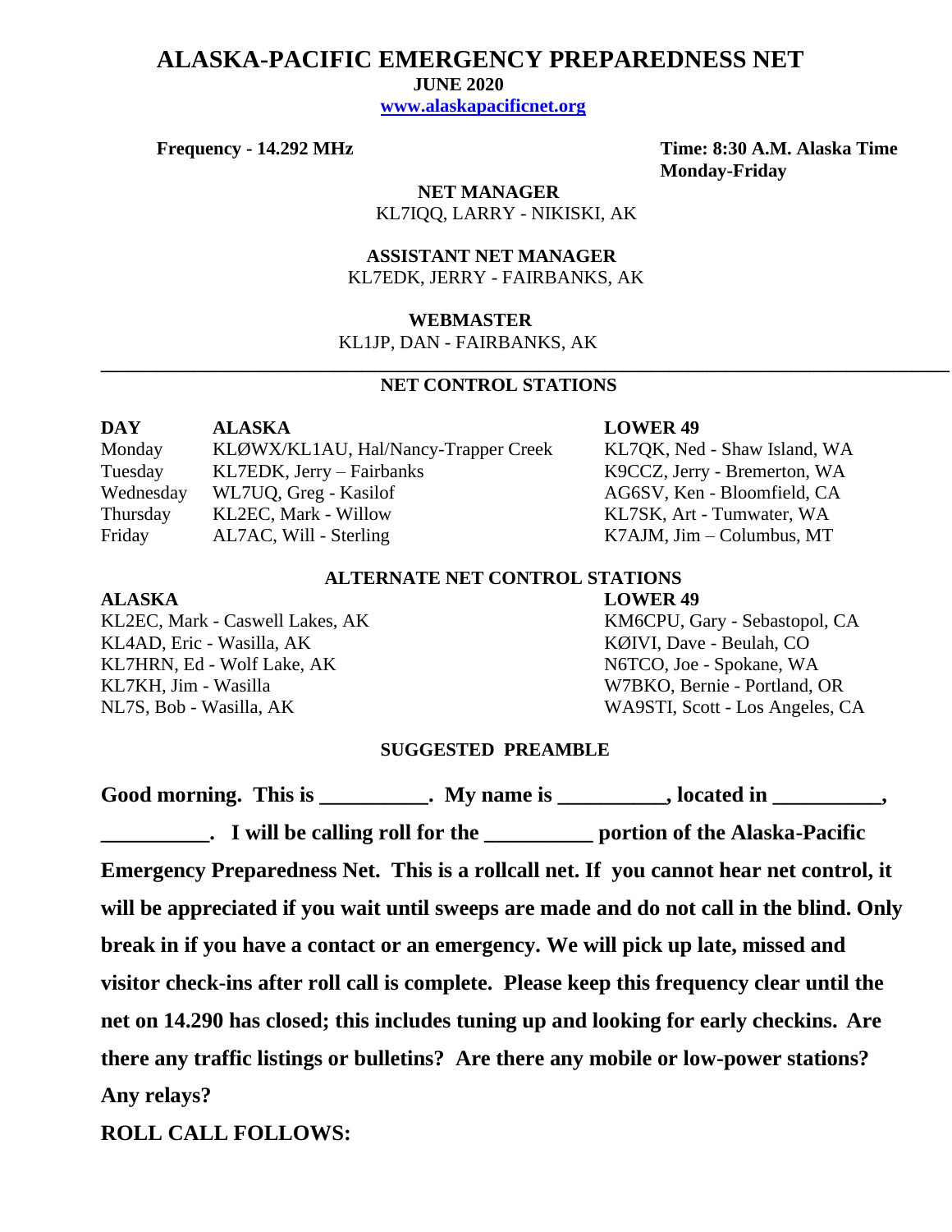# ALASKA-PACIFIC EMERGENCY PREPAREDNESS NET

**JUNE 2020**

**www.alaskapacificnet.org**

**Frequency - 14.292 MHz**

**Time: 8:30 A.M. Alaska Time**
**Monday-Friday**

**NET MANAGER**
KL7IQQ, LARRY - NIKISKI, AK

**ASSISTANT NET MANAGER**
KL7EDK, JERRY - FAIRBANKS, AK

**WEBMASTER**
KL1JP, DAN - FAIRBANKS, AK

---

## NET CONTROL STATIONS

| DAY | ALASKA | LOWER 49 |
|---|---|---|
| Monday | KLØWX/KL1AU, Hal/Nancy-Trapper Creek | KL7QK, Ned - Shaw Island, WA |
| Tuesday | KL7EDK, Jerry – Fairbanks | K9CCZ, Jerry - Bremerton, WA |
| Wednesday | WL7UQ, Greg - Kasilof | AG6SV, Ken - Bloomfield, CA |
| Thursday | KL2EC, Mark - Willow | KL7SK, Art - Tumwater, WA |
| Friday | AL7AC, Will - Sterling | K7AJM, Jim – Columbus, MT |

## ALTERNATE NET CONTROL STATIONS

| ALASKA | LOWER 49 |
|---|---|
| KL2EC, Mark - Caswell Lakes, AK | KM6CPU, Gary - Sebastopol, CA |
| KL4AD, Eric - Wasilla, AK | KØIVI, Dave - Beulah, CO |
| KL7HRN, Ed - Wolf Lake, AK | N6TCO, Joe - Spokane, WA |
| KL7KH, Jim - Wasilla | W7BKO, Bernie - Portland, OR |
| NL7S, Bob - Wasilla, AK | WA9STI, Scott - Los Angeles, CA |

## SUGGESTED PREAMBLE

**Good morning. This is __________. My name is __________, located in __________, __________. I will be calling roll for the __________ portion of the Alaska-Pacific Emergency Preparedness Net. This is a rollcall net. If you cannot hear net control, it will be appreciated if you wait until sweeps are made and do not call in the blind. Only break in if you have a contact or an emergency. We will pick up late, missed and visitor check-ins after roll call is complete. Please keep this frequency clear until the net on 14.290 has closed; this includes tuning up and looking for early checkins. Are there any traffic listings or bulletins? Are there any mobile or low-power stations? Any relays?**

**ROLL CALL FOLLOWS:**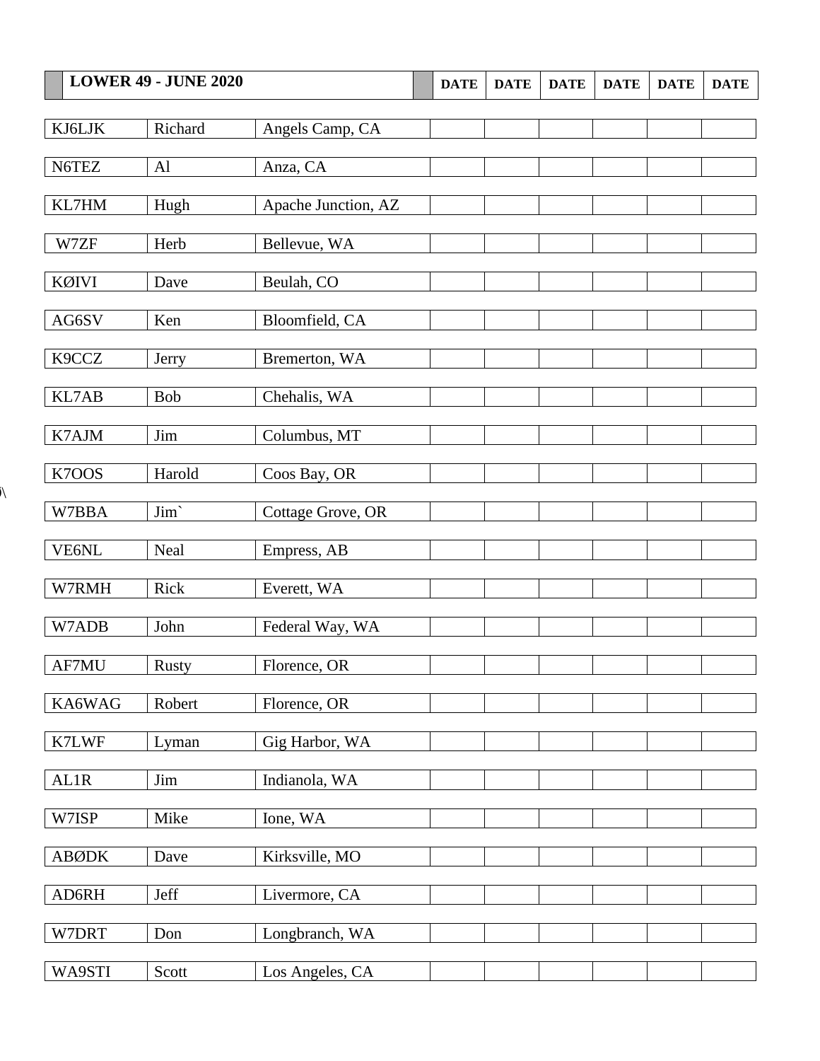| LOWER 49 - JUNE 2020 | | | DATE | DATE | DATE | DATE | DATE | DATE |
|---|---|---|---|---|---|---|---|---|
| KJ6LJK | Richard | Angels Camp, CA | | | | | | |
| N6TEZ | Al | Anza, CA | | | | | | |
| KL7HM | Hugh | Apache Junction, AZ | | | | | | |
| W7ZF | Herb | Bellevue, WA | | | | | | |
| KØIVI | Dave | Beulah, CO | | | | | | |
| AG6SV | Ken | Bloomfield, CA | | | | | | |
| K9CCZ | Jerry | Bremerton, WA | | | | | | |
| KL7AB | Bob | Chehalis, WA | | | | | | |
| K7AJM | Jim | Columbus, MT | | | | | | |
| K7OOS | Harold | Coos Bay, OR | | | | | | |
| W7BBA | Jim` | Cottage Grove, OR | | | | | | |
| VE6NL | Neal | Empress, AB | | | | | | |
| W7RMH | Rick | Everett, WA | | | | | | |
| W7ADB | John | Federal Way, WA | | | | | | |
| AF7MU | Rusty | Florence, OR | | | | | | |
| KA6WAG | Robert | Florence, OR | | | | | | |
| K7LWF | Lyman | Gig Harbor, WA | | | | | | |
| AL1R | Jim | Indianola, WA | | | | | | |
| W7ISP | Mike | Ione, WA | | | | | | |
| ABØDK | Dave | Kirksville, MO | | | | | | |
| AD6RH | Jeff | Livermore, CA | | | | | | |
| W7DRT | Don | Longbranch, WA | | | | | | |
| WA9STI | Scott | Los Angeles, CA | | | | | | |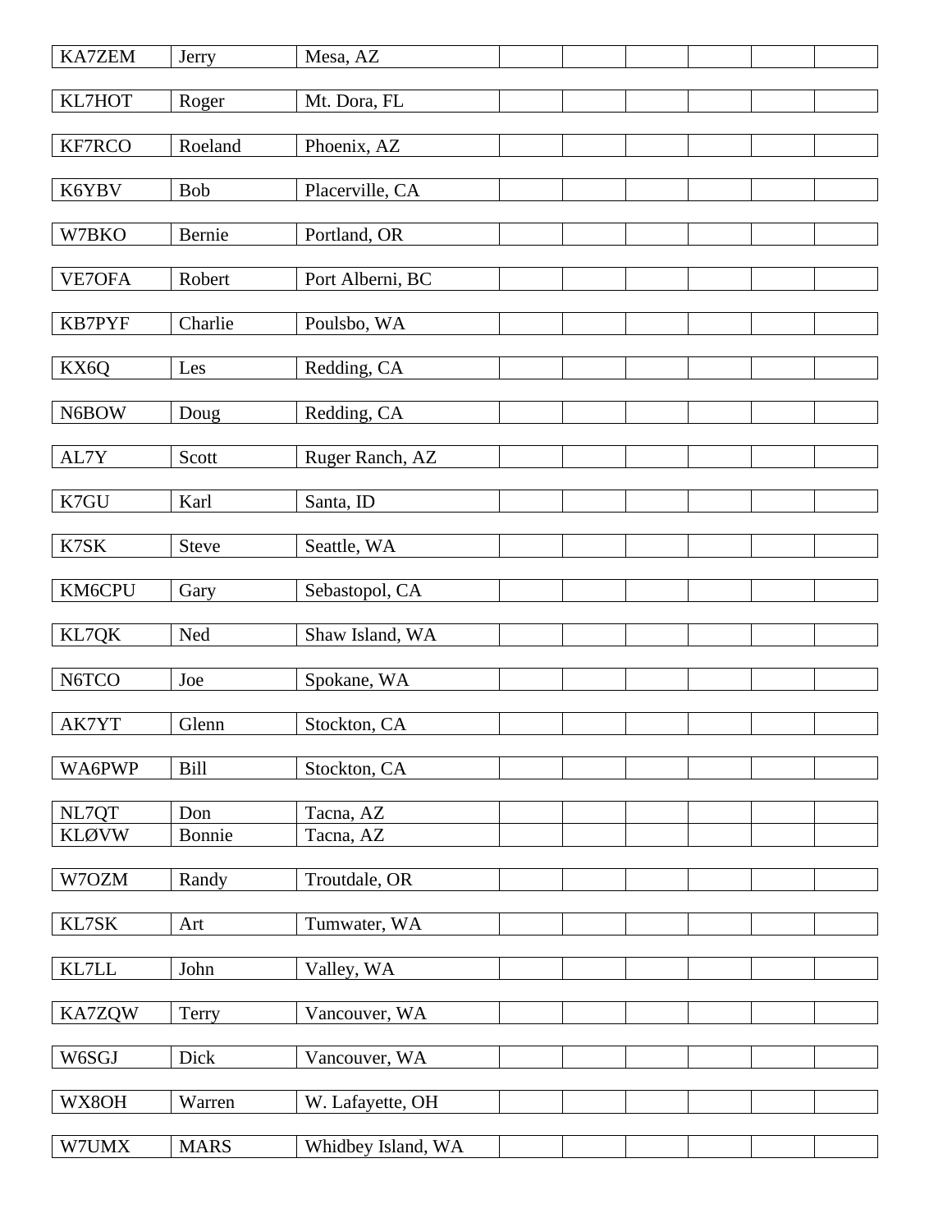| | | | | | | | | |
|---|---|---|---|---|---|---|---|---|
| KA7ZEM | Jerry | Mesa, AZ | | | | | | |
| KL7HOT | Roger | Mt. Dora, FL | | | | | | |
| KF7RCO | Roeland | Phoenix, AZ | | | | | | |
| K6YBV | Bob | Placerville, CA | | | | | | |
| W7BKO | Bernie | Portland, OR | | | | | | |
| VE7OFA | Robert | Port Alberni, BC | | | | | | |
| KB7PYF | Charlie | Poulsbo, WA | | | | | | |
| KX6Q | Les | Redding, CA | | | | | | |
| N6BOW | Doug | Redding, CA | | | | | | |
| AL7Y | Scott | Ruger Ranch, AZ | | | | | | |
| K7GU | Karl | Santa, ID | | | | | | |
| K7SK | Steve | Seattle, WA | | | | | | |
| KM6CPU | Gary | Sebastopol, CA | | | | | | |
| KL7QK | Ned | Shaw Island, WA | | | | | | |
| N6TCO | Joe | Spokane, WA | | | | | | |
| AK7YT | Glenn | Stockton, CA | | | | | | |
| WA6PWP | Bill | Stockton, CA | | | | | | |
| NL7QT | Don | Tacna, AZ | | | | | | |
| KLØVW | Bonnie | Tacna, AZ | | | | | | |
| W7OZM | Randy | Troutdale, OR | | | | | | |
| KL7SK | Art | Tumwater, WA | | | | | | |
| KL7LL | John | Valley, WA | | | | | | |
| KA7ZQW | Terry | Vancouver, WA | | | | | | |
| W6SGJ | Dick | Vancouver, WA | | | | | | |
| WX8OH | Warren | W. Lafayette, OH | | | | | | |
| W7UMX | MARS | Whidbey Island, WA | | | | | | |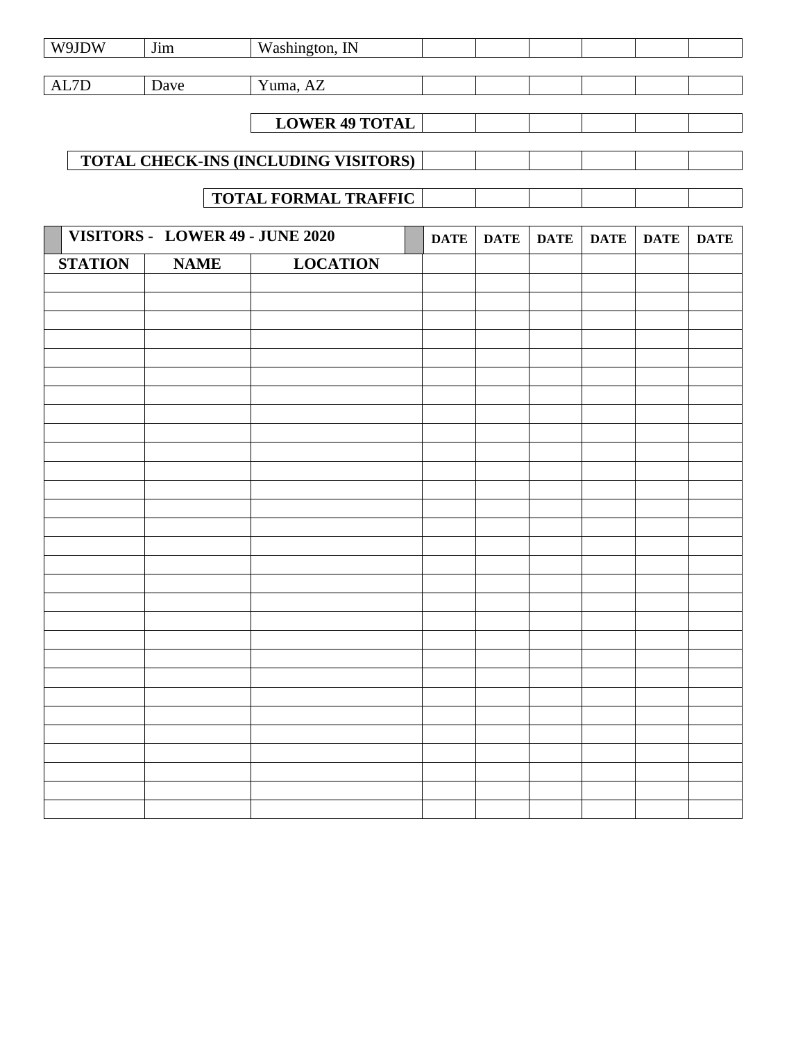| | | | | | | | | |
|---|---|---|---|---|---|---|---|---|
| W9JDW | Jim | Washington, IN | | | | | | |
| AL7D | Dave | Yuma, AZ | | | | | | |
| | | **LOWER 49 TOTAL** | | | | | | |
| **TOTAL CHECK-INS (INCLUDING VISITORS)** | | | | | | | | |
| | | **TOTAL FORMAL TRAFFIC** | | | | | | |

| **VISITORS - LOWER 49 - JUNE 2020** | | | **DATE** | **DATE** | **DATE** | **DATE** | **DATE** | **DATE** |
|---|---|---|---|---|---|---|---|---|
| **STATION** | **NAME** | **LOCATION** | | | | | | |
| | | | | | | | | |
| | | | | | | | | |
| | | | | | | | | |
| | | | | | | | | |
| | | | | | | | | |
| | | | | | | | | |
| | | | | | | | | |
| | | | | | | | | |
| | | | | | | | | |
| | | | | | | | | |
| | | | | | | | | |
| | | | | | | | | |
| | | | | | | | | |
| | | | | | | | | |
| | | | | | | | | |
| | | | | | | | | |
| | | | | | | | | |
| | | | | | | | | |
| | | | | | | | | |
| | | | | | | | | |
| | | | | | | | | |
| | | | | | | | | |
| | | | | | | | | |
| | | | | | | | | |
| | | | | | | | | |
| | | | | | | | | |
| | | | | | | | | |
| | | | | | | | | |
| | | | | | | | | |
| | | | | | | | | |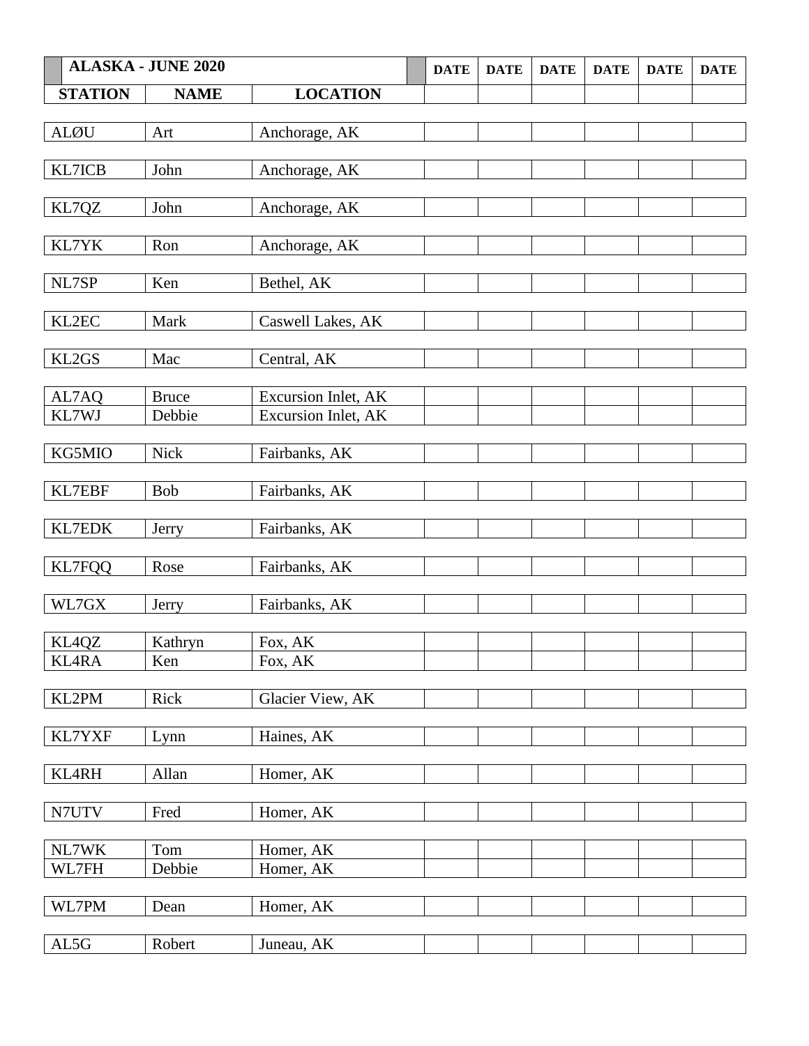| ALASKA - JUNE 2020 | | | DATE | DATE | DATE | DATE | DATE | DATE |
|---|---|---|---|---|---|---|---|---|
| **STATION** | **NAME** | **LOCATION** | | | | | | |
| ALØU | Art | Anchorage, AK | | | | | | |
| KL7ICB | John | Anchorage, AK | | | | | | |
| KL7QZ | John | Anchorage, AK | | | | | | |
| KL7YK | Ron | Anchorage, AK | | | | | | |
| NL7SP | Ken | Bethel, AK | | | | | | |
| KL2EC | Mark | Caswell Lakes, AK | | | | | | |
| KL2GS | Mac | Central, AK | | | | | | |
| AL7AQ | Bruce | Excursion Inlet, AK | | | | | | |
| KL7WJ | Debbie | Excursion Inlet, AK | | | | | | |
| KG5MIO | Nick | Fairbanks, AK | | | | | | |
| KL7EBF | Bob | Fairbanks, AK | | | | | | |
| KL7EDK | Jerry | Fairbanks, AK | | | | | | |
| KL7FQQ | Rose | Fairbanks, AK | | | | | | |
| WL7GX | Jerry | Fairbanks, AK | | | | | | |
| KL4QZ | Kathryn | Fox, AK | | | | | | |
| KL4RA | Ken | Fox, AK | | | | | | |
| KL2PM | Rick | Glacier View, AK | | | | | | |
| KL7YXF | Lynn | Haines, AK | | | | | | |
| KL4RH | Allan | Homer, AK | | | | | | |
| N7UTV | Fred | Homer, AK | | | | | | |
| NL7WK | Tom | Homer, AK | | | | | | |
| WL7FH | Debbie | Homer, AK | | | | | | |
| WL7PM | Dean | Homer, AK | | | | | | |
| AL5G | Robert | Juneau, AK | | | | | | |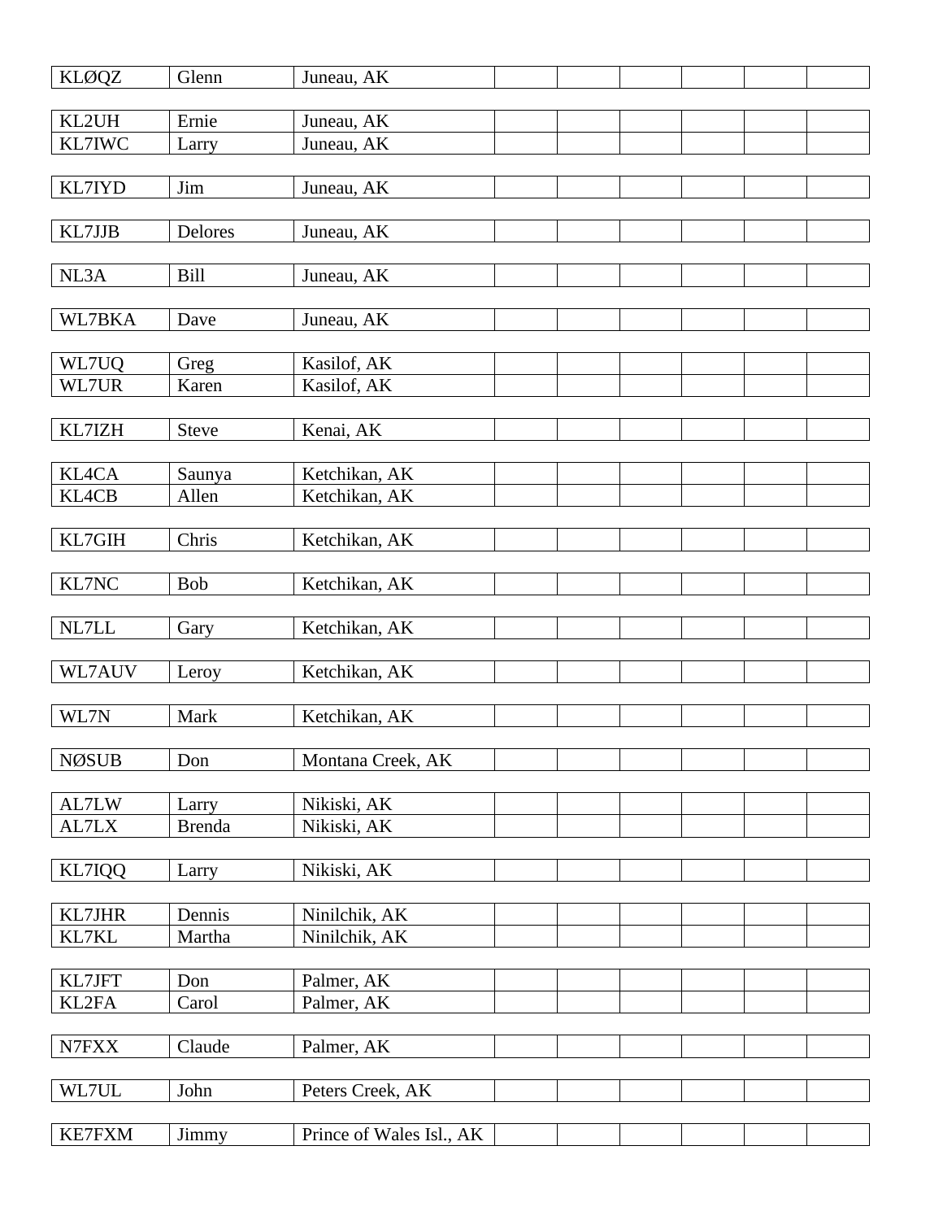| KLØQZ | Glenn | Juneau, AK | | | | | | |
|---|---|---|---|---|---|---|---|---|
| KL2UH | Ernie | Juneau, AK | | | | | | |
| KL7IWC | Larry | Juneau, AK | | | | | | |
| KL7IYD | Jim | Juneau, AK | | | | | | |
| KL7JJB | Delores | Juneau, AK | | | | | | |
| NL3A | Bill | Juneau, AK | | | | | | |
| WL7BKA | Dave | Juneau, AK | | | | | | |
| WL7UQ | Greg | Kasilof, AK | | | | | | |
| WL7UR | Karen | Kasilof, AK | | | | | | |
| KL7IZH | Steve | Kenai, AK | | | | | | |
| KL4CA | Saunya | Ketchikan, AK | | | | | | |
| KL4CB | Allen | Ketchikan, AK | | | | | | |
| KL7GIH | Chris | Ketchikan, AK | | | | | | |
| KL7NC | Bob | Ketchikan, AK | | | | | | |
| NL7LL | Gary | Ketchikan, AK | | | | | | |
| WL7AUV | Leroy | Ketchikan, AK | | | | | | |
| WL7N | Mark | Ketchikan, AK | | | | | | |
| NØSUB | Don | Montana Creek, AK | | | | | | |
| AL7LW | Larry | Nikiski, AK | | | | | | |
| AL7LX | Brenda | Nikiski, AK | | | | | | |
| KL7IQQ | Larry | Nikiski, AK | | | | | | |
| KL7JHR | Dennis | Ninilchik, AK | | | | | | |
| KL7KL | Martha | Ninilchik, AK | | | | | | |
| KL7JFT | Don | Palmer, AK | | | | | | |
| KL2FA | Carol | Palmer, AK | | | | | | |
| N7FXX | Claude | Palmer, AK | | | | | | |
| WL7UL | John | Peters Creek, AK | | | | | | |
| KE7FXM | Jimmy | Prince of Wales Isl., AK | | | | | | |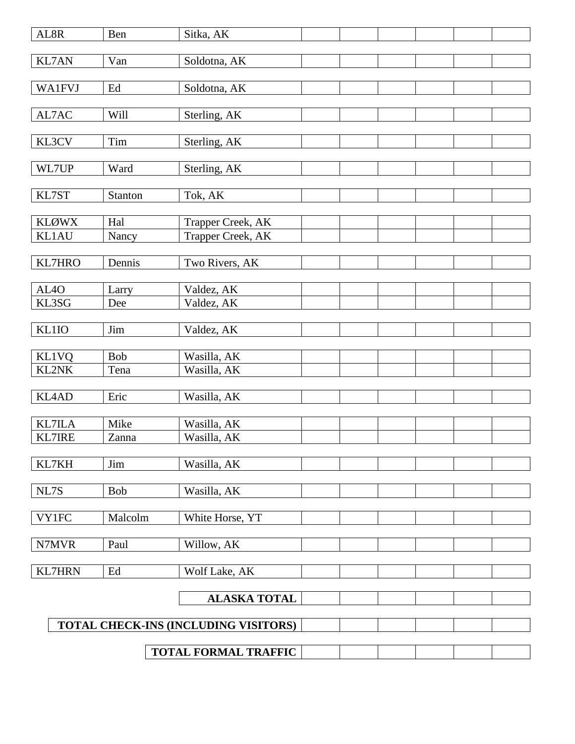| | | | | | | | | |
|---|---|---|---|---|---|---|---|---|
| AL8R | Ben | Sitka, AK | | | | | | |
| KL7AN | Van | Soldotna, AK | | | | | | |
| WA1FVJ | Ed | Soldotna, AK | | | | | | |
| AL7AC | Will | Sterling, AK | | | | | | |
| KL3CV | Tim | Sterling, AK | | | | | | |
| WL7UP | Ward | Sterling, AK | | | | | | |
| KL7ST | Stanton | Tok, AK | | | | | | |
| KLØWX | Hal | Trapper Creek, AK | | | | | | |
| KL1AU | Nancy | Trapper Creek, AK | | | | | | |
| KL7HRO | Dennis | Two Rivers, AK | | | | | | |
| AL4O | Larry | Valdez, AK | | | | | | |
| KL3SG | Dee | Valdez, AK | | | | | | |
| KL1IO | Jim | Valdez, AK | | | | | | |
| KL1VQ | Bob | Wasilla, AK | | | | | | |
| KL2NK | Tena | Wasilla, AK | | | | | | |
| KL4AD | Eric | Wasilla, AK | | | | | | |
| KL7ILA | Mike | Wasilla, AK | | | | | | |
| KL7IRE | Zanna | Wasilla, AK | | | | | | |
| KL7KH | Jim | Wasilla, AK | | | | | | |
| NL7S | Bob | Wasilla, AK | | | | | | |
| VY1FC | Malcolm | White Horse, YT | | | | | | |
| N7MVR | Paul | Willow, AK | | | | | | |
| KL7HRN | Ed | Wolf Lake, AK | | | | | | |
| | | **ALASKA TOTAL** | | | | | | |
| | | **TOTAL CHECK-INS (INCLUDING VISITORS)** | | | | | | |
| | | **TOTAL FORMAL TRAFFIC** | | | | | | |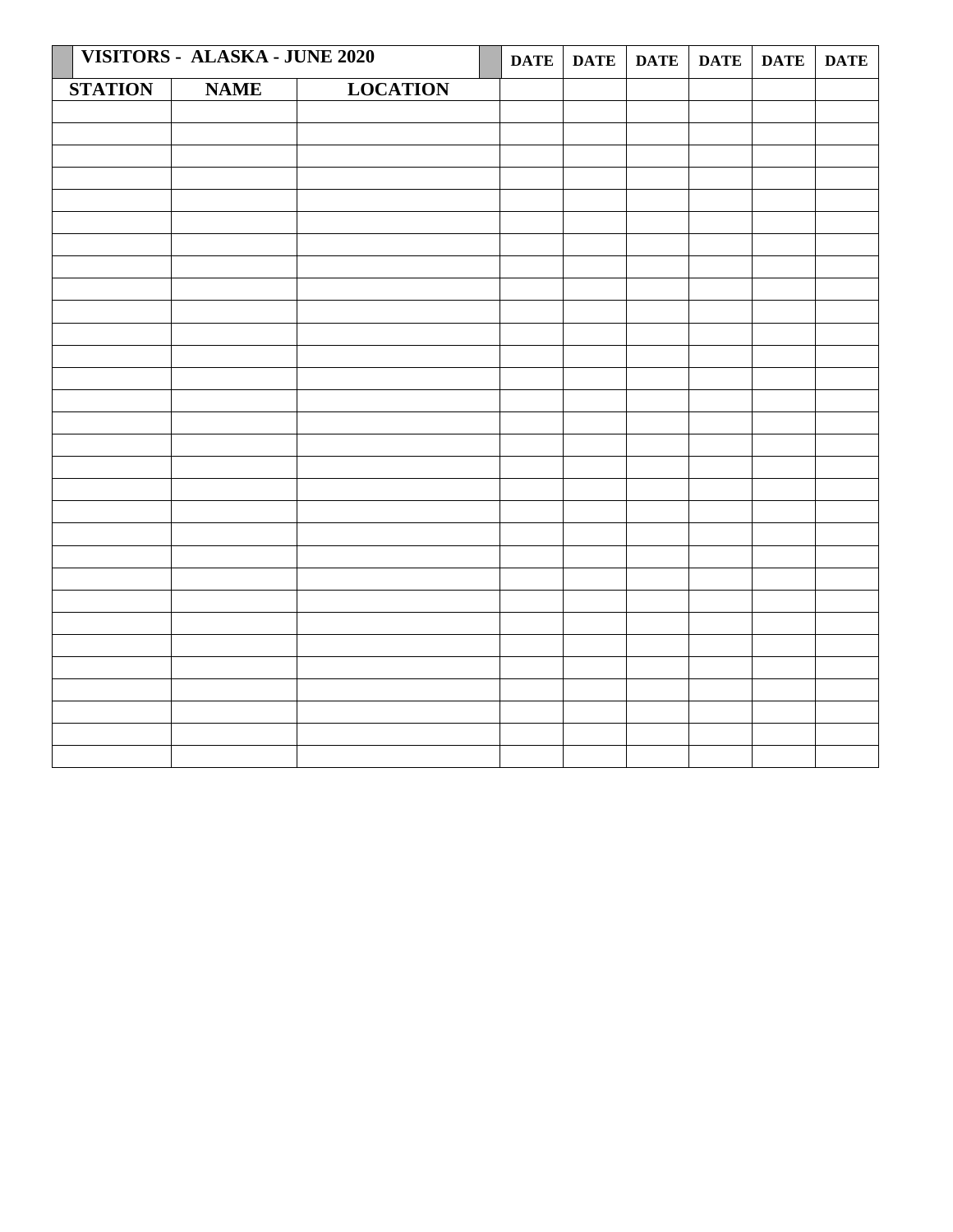| VISITORS - ALASKA - JUNE 2020 | | | DATE | DATE | DATE | DATE | DATE | DATE |
|---|---|---|---|---|---|---|---|---|
| STATION | NAME | LOCATION | | | | | | |
| | | | | | | | | |
| | | | | | | | | |
| | | | | | | | | |
| | | | | | | | | |
| | | | | | | | | |
| | | | | | | | | |
| | | | | | | | | |
| | | | | | | | | |
| | | | | | | | | |
| | | | | | | | | |
| | | | | | | | | |
| | | | | | | | | |
| | | | | | | | | |
| | | | | | | | | |
| | | | | | | | | |
| | | | | | | | | |
| | | | | | | | | |
| | | | | | | | | |
| | | | | | | | | |
| | | | | | | | | |
| | | | | | | | | |
| | | | | | | | | |
| | | | | | | | | |
| | | | | | | | | |
| | | | | | | | | |
| | | | | | | | | |
| | | | | | | | | |
| | | | | | | | | |
| | | | | | | | | |
| | | | | | | | | |